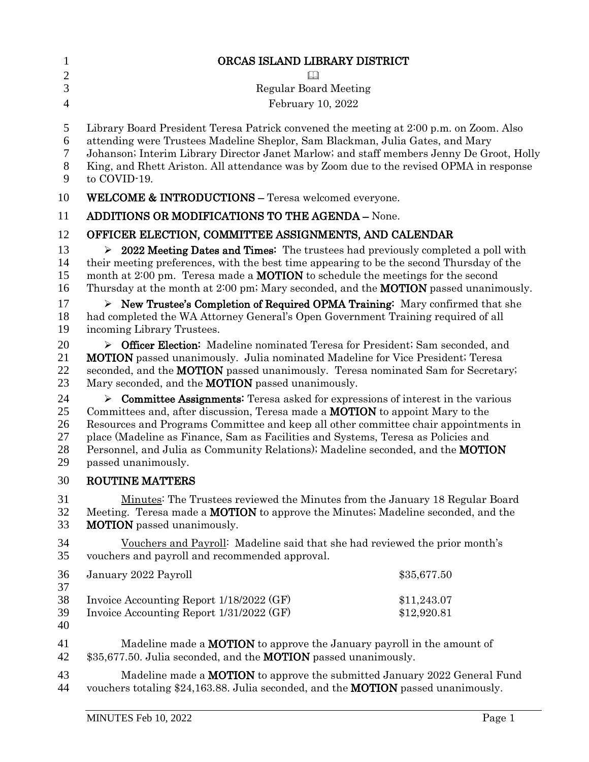# ORCAS ISLAND LIBRARY DISTRICT

📖

Regular Board Meeting

February 10, 2022

Library Board President Teresa Patrick convened the meeting at 2:00 p.m. on Zoom. Also attending were Trustees Madeline Sheplor, Sam Blackman, Julia Gates, and Mary Johanson; Interim Library Director Janet Marlow; and staff members Jenny De Groot, Holly King, and Rhett Ariston. All attendance was by Zoom due to the revised OPMA in response to COVID-19.

**WELCOME & INTRODUCTIONS –** Teresa welcomed everyone.

**ADDITIONS OR MODIFICATIONS TO THE AGENDA –** None.

## OFFICER ELECTION, COMMITTEE ASSIGNMENTS, AND CALENDAR

- **2022 Meeting Dates and Times:** The trustees had previously completed a poll with their meeting preferences, with the best time appearing to be the second Thursday of the month at 2:00 pm. Teresa made a **MOTION** to schedule the meetings for the second Thursday at the month at 2:00 pm; Mary seconded, and the **MOTION** passed unanimously.
- **New Trustee's Completion of Required OPMA Training:** Mary confirmed that she had completed the WA Attorney General's Open Government Training required of all incoming Library Trustees.
- **Officer Election:** Madeline nominated Teresa for President; Sam seconded, and **MOTION** passed unanimously. Julia nominated Madeline for Vice President; Teresa seconded, and the **MOTION** passed unanimously. Teresa nominated Sam for Secretary; Mary seconded, and the **MOTION** passed unanimously.
- **Committee Assignments:** Teresa asked for expressions of interest in the various Committees and, after discussion, Teresa made a **MOTION** to appoint Mary to the Resources and Programs Committee and keep all other committee chair appointments in place (Madeline as Finance, Sam as Facilities and Systems, Teresa as Policies and Personnel, and Julia as Community Relations); Madeline seconded, and the **MOTION** passed unanimously.

## ROUTINE MATTERS

Minutes: The Trustees reviewed the Minutes from the January 18 Regular Board Meeting. Teresa made a **MOTION** to approve the Minutes; Madeline seconded, and the **MOTION** passed unanimously.

Vouchers and Payroll: Madeline said that she had reviewed the prior month's vouchers and payroll and recommended approval.

| | |
|---|---|
| January 2022 Payroll | \$35,677.50 |
| Invoice Accounting Report 1/18/2022 (GF) | \$11,243.07 |
| Invoice Accounting Report 1/31/2022 (GF) | \$12,920.81 |

Madeline made a **MOTION** to approve the January payroll in the amount of \$35,677.50. Julia seconded, and the **MOTION** passed unanimously.

Madeline made a **MOTION** to approve the submitted January 2022 General Fund vouchers totaling \$24,163.88. Julia seconded, and the **MOTION** passed unanimously.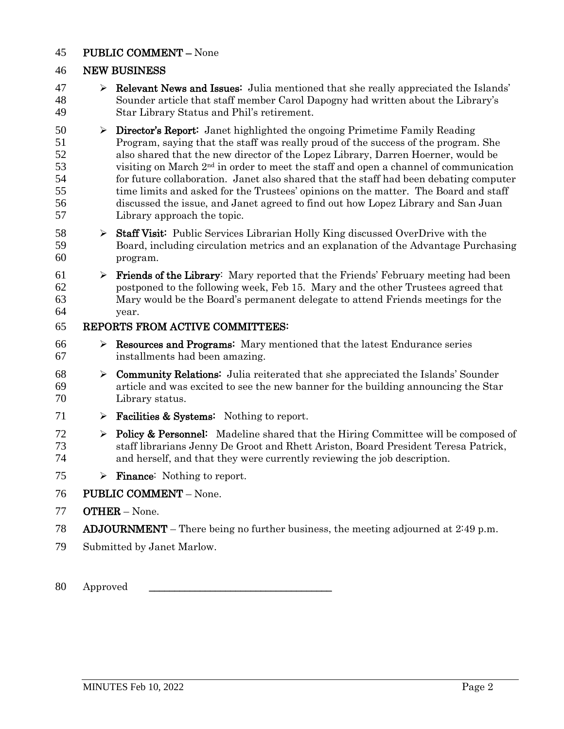**PUBLIC COMMENT –** None

**NEW BUSINESS**

- **Relevant News and Issues:** Julia mentioned that she really appreciated the Islands' Sounder article that staff member Carol Dapogny had written about the Library's Star Library Status and Phil's retirement.
- **Director's Report:** Janet highlighted the ongoing Primetime Family Reading Program, saying that the staff was really proud of the success of the program. She also shared that the new director of the Lopez Library, Darren Hoerner, would be visiting on March 2nd in order to meet the staff and open a channel of communication for future collaboration. Janet also shared that the staff had been debating computer time limits and asked for the Trustees' opinions on the matter. The Board and staff discussed the issue, and Janet agreed to find out how Lopez Library and San Juan Library approach the topic.
- **Staff Visit:** Public Services Librarian Holly King discussed OverDrive with the Board, including circulation metrics and an explanation of the Advantage Purchasing program.
- **Friends of the Library**: Mary reported that the Friends' February meeting had been postponed to the following week, Feb 15. Mary and the other Trustees agreed that Mary would be the Board's permanent delegate to attend Friends meetings for the year.

**REPORTS FROM ACTIVE COMMITTEES:**

- **Resources and Programs:** Mary mentioned that the latest Endurance series installments had been amazing.
- **Community Relations:** Julia reiterated that she appreciated the Islands' Sounder article and was excited to see the new banner for the building announcing the Star Library status.
- **Facilities & Systems:** Nothing to report.
- **Policy & Personnel:** Madeline shared that the Hiring Committee will be composed of staff librarians Jenny De Groot and Rhett Ariston, Board President Teresa Patrick, and herself, and that they were currently reviewing the job description.
- **Finance**: Nothing to report.

**PUBLIC COMMENT** – None.

**OTHER** – None.

**ADJOURNMENT** – There being no further business, the meeting adjourned at 2:49 p.m.

Submitted by Janet Marlow.

Approved \_\_\_\_\_\_\_\_\_\_\_\_\_\_\_\_\_\_\_\_\_\_\_\_\_\_\_\_\_\_\_\_\_\_\_\_